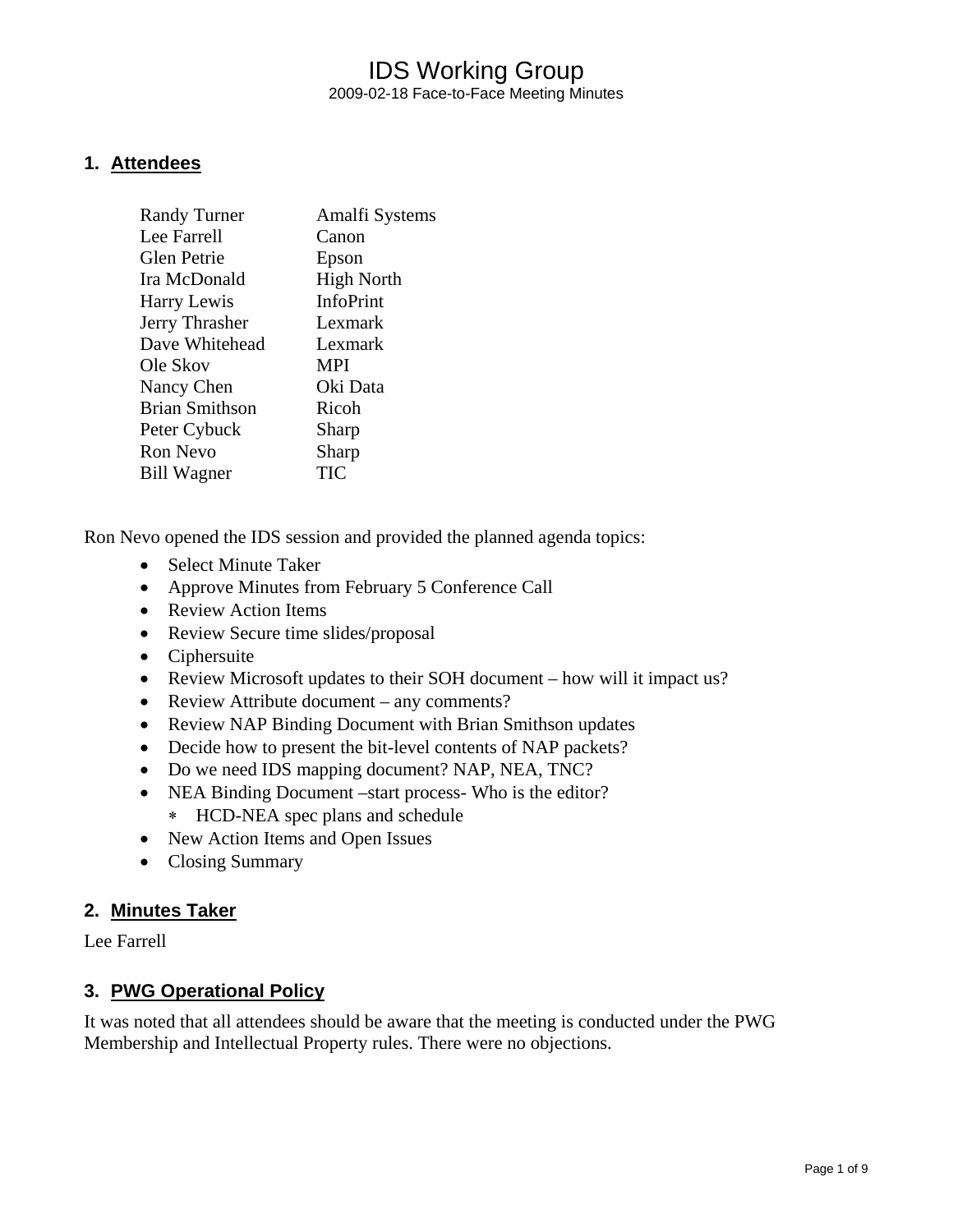# IDS Working Group

2009-02-18 Face-to-Face Meeting Minutes

## 1. Attendees

| | |
|---|---|
| Randy Turner | Amalfi Systems |
| Lee Farrell | Canon |
| Glen Petrie | Epson |
| Ira McDonald | High North |
| Harry Lewis | InfoPrint |
| Jerry Thrasher | Lexmark |
| Dave Whitehead | Lexmark |
| Ole Skov | MPI |
| Nancy Chen | Oki Data |
| Brian Smithson | Ricoh |
| Peter Cybuck | Sharp |
| Ron Nevo | Sharp |
| Bill Wagner | TIC |

Ron Nevo opened the IDS session and provided the planned agenda topics:

- Select Minute Taker
- Approve Minutes from February 5 Conference Call
- Review Action Items
- Review Secure time slides/proposal
- Ciphersuite
- Review Microsoft updates to their SOH document – how will it impact us?
- Review Attribute document – any comments?
- Review NAP Binding Document with Brian Smithson updates
- Decide how to present the bit-level contents of NAP packets?
- Do we need IDS mapping document? NAP, NEA, TNC?
- NEA Binding Document –start process- Who is the editor?
  - HCD-NEA spec plans and schedule
- New Action Items and Open Issues
- Closing Summary

## 2. Minutes Taker

Lee Farrell

## 3. PWG Operational Policy

It was noted that all attendees should be aware that the meeting is conducted under the PWG Membership and Intellectual Property rules. There were no objections.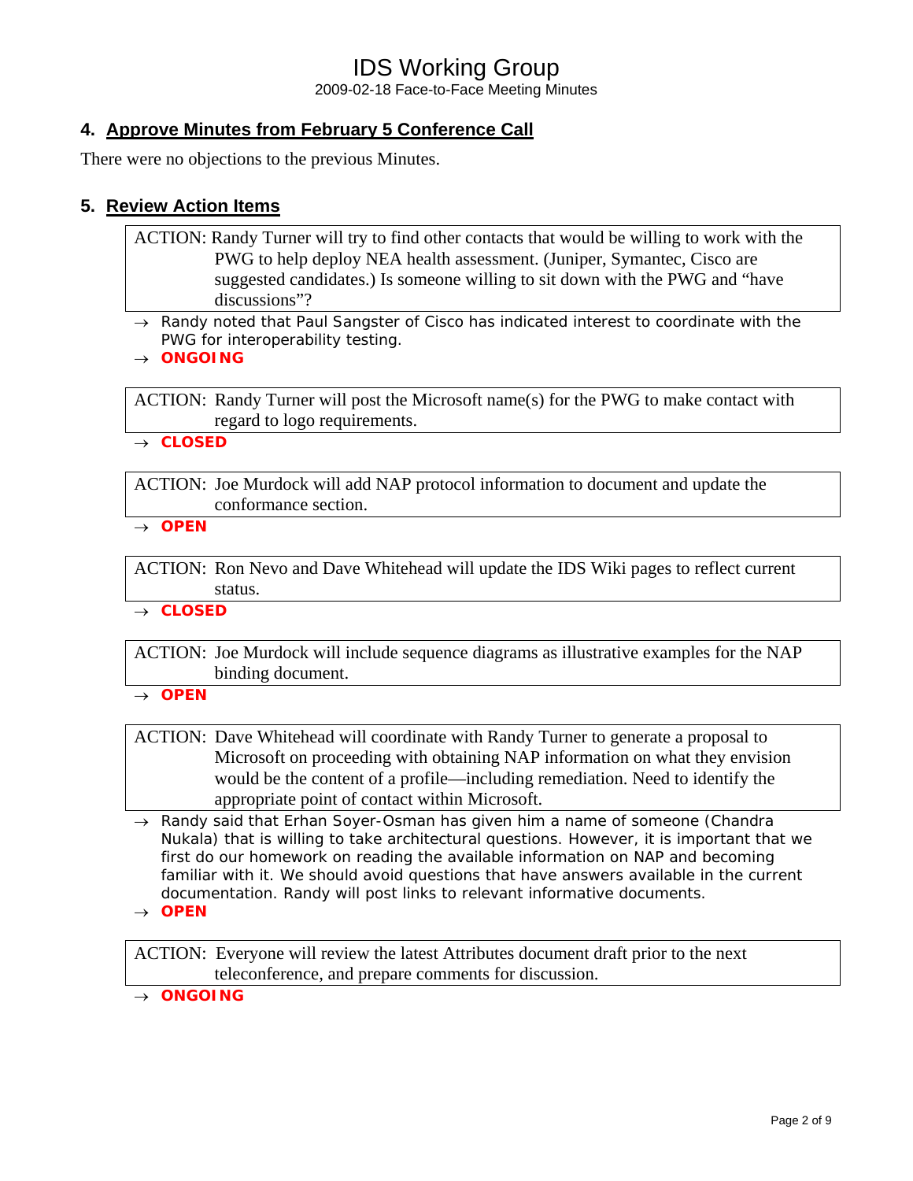## 4. Approve Minutes from February 5 Conference Call

There were no objections to the previous Minutes.

## 5. Review Action Items

> ACTION: Randy Turner will try to find other contacts that would be willing to work with the PWG to help deploy NEA health assessment. (Juniper, Symantec, Cisco are suggested candidates.) Is someone willing to sit down with the PWG and "have discussions"?

- → Randy noted that Paul Sangster of Cisco has indicated interest to coordinate with the PWG for interoperability testing.
- → **ONGOING**

> ACTION: Randy Turner will post the Microsoft name(s) for the PWG to make contact with regard to logo requirements.

- → **CLOSED**

> ACTION: Joe Murdock will add NAP protocol information to document and update the conformance section.

- → **OPEN**

> ACTION: Ron Nevo and Dave Whitehead will update the IDS Wiki pages to reflect current status.

- → **CLOSED**

> ACTION: Joe Murdock will include sequence diagrams as illustrative examples for the NAP binding document.

- → **OPEN**

> ACTION: Dave Whitehead will coordinate with Randy Turner to generate a proposal to Microsoft on proceeding with obtaining NAP information on what they envision would be the content of a profile—including remediation. Need to identify the appropriate point of contact within Microsoft.

- → Randy said that Erhan Soyer-Osman has given him a name of someone (Chandra Nukala) that is willing to take architectural questions. However, it is important that we first do our homework on reading the available information on NAP and becoming familiar with it. We should avoid questions that have answers available in the current documentation. Randy will post links to relevant informative documents.
- → **OPEN**

> ACTION: Everyone will review the latest Attributes document draft prior to the next teleconference, and prepare comments for discussion.

- → **ONGOING**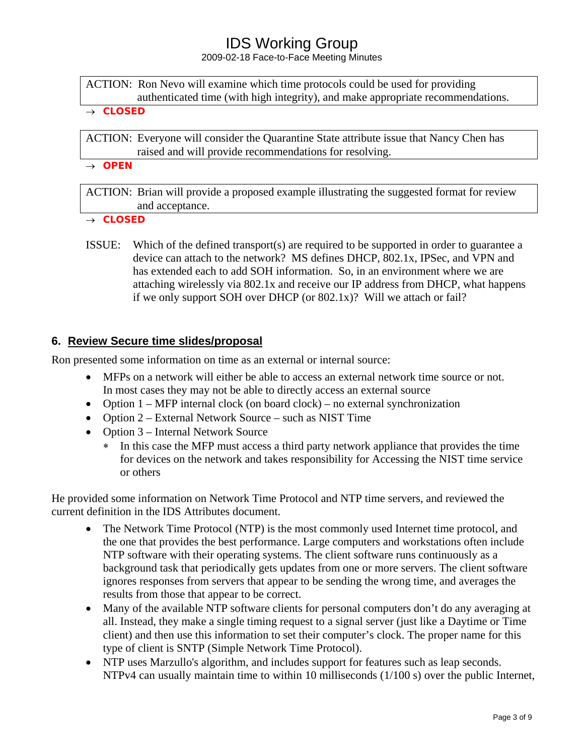ACTION: Ron Nevo will examine which time protocols could be used for providing authenticated time (with high integrity), and make appropriate recommendations.

→ **CLOSED**

ACTION: Everyone will consider the Quarantine State attribute issue that Nancy Chen has raised and will provide recommendations for resolving.

→ **OPEN**

ACTION: Brian will provide a proposed example illustrating the suggested format for review and acceptance.

→ **CLOSED**

ISSUE: Which of the defined transport(s) are required to be supported in order to guarantee a device can attach to the network? MS defines DHCP, 802.1x, IPSec, and VPN and has extended each to add SOH information. So, in an environment where we are attaching wirelessly via 802.1x and receive our IP address from DHCP, what happens if we only support SOH over DHCP (or 802.1x)? Will we attach or fail?

## 6. Review Secure time slides/proposal

Ron presented some information on time as an external or internal source:

- MFPs on a network will either be able to access an external network time source or not. In most cases they may not be able to directly access an external source
- Option 1 – MFP internal clock (on board clock) – no external synchronization
- Option 2 – External Network Source – such as NIST Time
- Option 3 – Internal Network Source
  - In this case the MFP must access a third party network appliance that provides the time for devices on the network and takes responsibility for Accessing the NIST time service or others

He provided some information on Network Time Protocol and NTP time servers, and reviewed the current definition in the IDS Attributes document.

- The Network Time Protocol (NTP) is the most commonly used Internet time protocol, and the one that provides the best performance. Large computers and workstations often include NTP software with their operating systems. The client software runs continuously as a background task that periodically gets updates from one or more servers. The client software ignores responses from servers that appear to be sending the wrong time, and averages the results from those that appear to be correct.
- Many of the available NTP software clients for personal computers don't do any averaging at all. Instead, they make a single timing request to a signal server (just like a Daytime or Time client) and then use this information to set their computer's clock. The proper name for this type of client is SNTP (Simple Network Time Protocol).
- NTP uses Marzullo's algorithm, and includes support for features such as leap seconds. NTPv4 can usually maintain time to within 10 milliseconds (1/100 s) over the public Internet,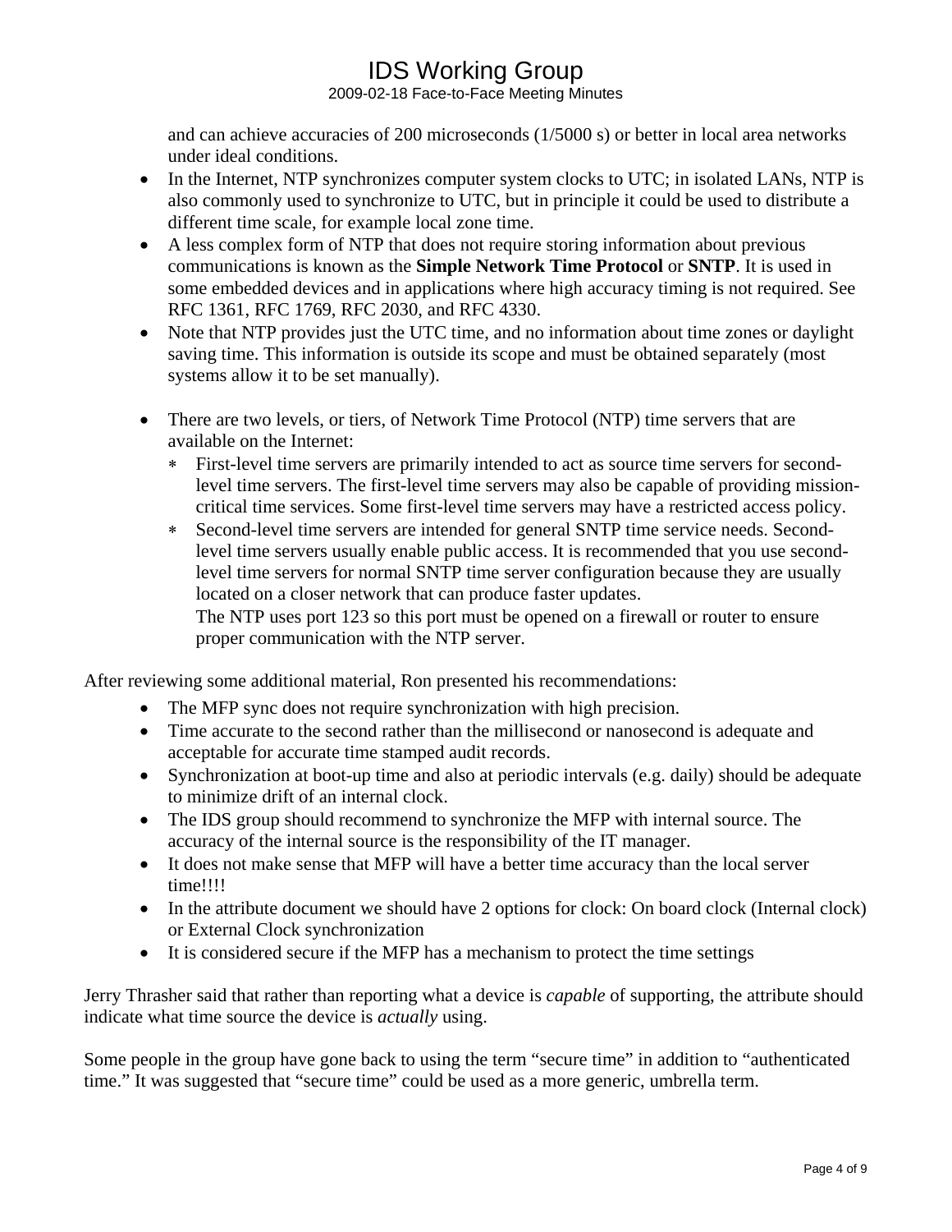and can achieve accuracies of 200 microseconds (1/5000 s) or better in local area networks under ideal conditions.

- In the Internet, NTP synchronizes computer system clocks to UTC; in isolated LANs, NTP is also commonly used to synchronize to UTC, but in principle it could be used to distribute a different time scale, for example local zone time.
- A less complex form of NTP that does not require storing information about previous communications is known as the **Simple Network Time Protocol** or **SNTP**. It is used in some embedded devices and in applications where high accuracy timing is not required. See RFC 1361, RFC 1769, RFC 2030, and RFC 4330.
- Note that NTP provides just the UTC time, and no information about time zones or daylight saving time. This information is outside its scope and must be obtained separately (most systems allow it to be set manually).

- There are two levels, or tiers, of Network Time Protocol (NTP) time servers that are available on the Internet:
  - First-level time servers are primarily intended to act as source time servers for second-level time servers. The first-level time servers may also be capable of providing mission-critical time services. Some first-level time servers may have a restricted access policy.
  - Second-level time servers are intended for general SNTP time service needs. Second-level time servers usually enable public access. It is recommended that you use second-level time servers for normal SNTP time server configuration because they are usually located on a closer network that can produce faster updates.
    The NTP uses port 123 so this port must be opened on a firewall or router to ensure proper communication with the NTP server.

After reviewing some additional material, Ron presented his recommendations:

- The MFP sync does not require synchronization with high precision.
- Time accurate to the second rather than the millisecond or nanosecond is adequate and acceptable for accurate time stamped audit records.
- Synchronization at boot-up time and also at periodic intervals (e.g. daily) should be adequate to minimize drift of an internal clock.
- The IDS group should recommend to synchronize the MFP with internal source. The accuracy of the internal source is the responsibility of the IT manager.
- It does not make sense that MFP will have a better time accuracy than the local server time!!!!
- In the attribute document we should have 2 options for clock: On board clock (Internal clock) or External Clock synchronization
- It is considered secure if the MFP has a mechanism to protect the time settings

Jerry Thrasher said that rather than reporting what a device is *capable* of supporting, the attribute should indicate what time source the device is *actually* using.

Some people in the group have gone back to using the term “secure time” in addition to “authenticated time.” It was suggested that “secure time” could be used as a more generic, umbrella term.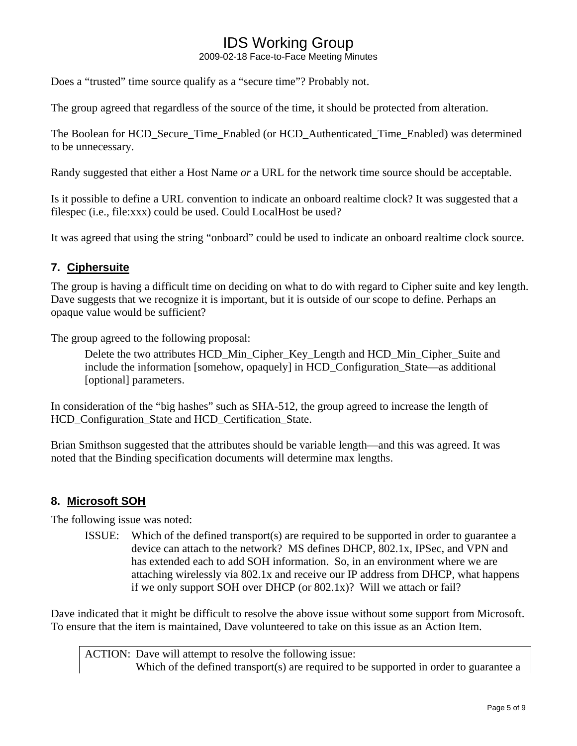Does a “trusted” time source qualify as a “secure time”? Probably not.

The group agreed that regardless of the source of the time, it should be protected from alteration.

The Boolean for HCD_Secure_Time_Enabled (or HCD_Authenticated_Time_Enabled) was determined to be unnecessary.

Randy suggested that either a Host Name *or* a URL for the network time source should be acceptable.

Is it possible to define a URL convention to indicate an onboard realtime clock? It was suggested that a filespec (i.e., file:xxx) could be used. Could LocalHost be used?

It was agreed that using the string “onboard” could be used to indicate an onboard realtime clock source.

## 7. Ciphersuite

The group is having a difficult time on deciding on what to do with regard to Cipher suite and key length. Dave suggests that we recognize it is important, but it is outside of our scope to define. Perhaps an opaque value would be sufficient?

The group agreed to the following proposal:

> Delete the two attributes HCD_Min_Cipher_Key_Length and HCD_Min_Cipher_Suite and include the information [somehow, opaquely] in HCD_Configuration_State—as additional [optional] parameters.

In consideration of the “big hashes” such as SHA-512, the group agreed to increase the length of HCD_Configuration_State and HCD_Certification_State.

Brian Smithson suggested that the attributes should be variable length—and this was agreed. It was noted that the Binding specification documents will determine max lengths.

## 8. Microsoft SOH

The following issue was noted:

> ISSUE: Which of the defined transport(s) are required to be supported in order to guarantee a device can attach to the network? MS defines DHCP, 802.1x, IPSec, and VPN and has extended each to add SOH information. So, in an environment where we are attaching wirelessly via 802.1x and receive our IP address from DHCP, what happens if we only support SOH over DHCP (or 802.1x)? Will we attach or fail?

Dave indicated that it might be difficult to resolve the above issue without some support from Microsoft. To ensure that the item is maintained, Dave volunteered to take on this issue as an Action Item.

> ACTION: Dave will attempt to resolve the following issue:
> Which of the defined transport(s) are required to be supported in order to guarantee a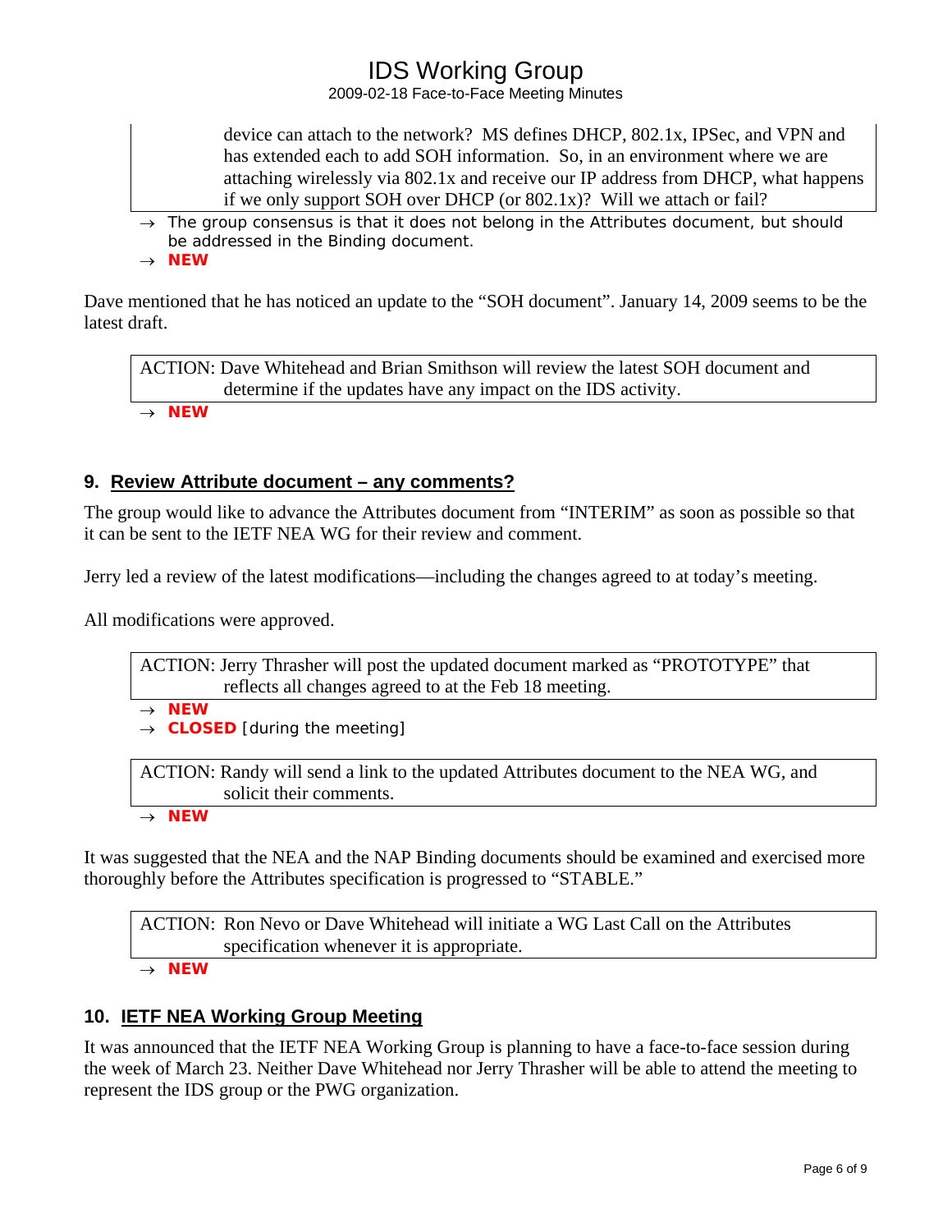device can attach to the network? MS defines DHCP, 802.1x, IPSec, and VPN and has extended each to add SOH information. So, in an environment where we are attaching wirelessly via 802.1x and receive our IP address from DHCP, what happens if we only support SOH over DHCP (or 802.1x)? Will we attach or fail?

→ The group consensus is that it does not belong in the Attributes document, but should be addressed in the Binding document.

→ **NEW**

Dave mentioned that he has noticed an update to the "SOH document". January 14, 2009 seems to be the latest draft.

ACTION: Dave Whitehead and Brian Smithson will review the latest SOH document and determine if the updates have any impact on the IDS activity.

→ **NEW**

## 9. Review Attribute document – any comments?

The group would like to advance the Attributes document from "INTERIM" as soon as possible so that it can be sent to the IETF NEA WG for their review and comment.

Jerry led a review of the latest modifications—including the changes agreed to at today's meeting.

All modifications were approved.

ACTION: Jerry Thrasher will post the updated document marked as "PROTOTYPE" that reflects all changes agreed to at the Feb 18 meeting.

→ **NEW**

→ **CLOSED** [during the meeting]

ACTION: Randy will send a link to the updated Attributes document to the NEA WG, and solicit their comments.

→ **NEW**

It was suggested that the NEA and the NAP Binding documents should be examined and exercised more thoroughly before the Attributes specification is progressed to "STABLE."

ACTION: Ron Nevo or Dave Whitehead will initiate a WG Last Call on the Attributes specification whenever it is appropriate.

→ **NEW**

## 10. IETF NEA Working Group Meeting

It was announced that the IETF NEA Working Group is planning to have a face-to-face session during the week of March 23. Neither Dave Whitehead nor Jerry Thrasher will be able to attend the meeting to represent the IDS group or the PWG organization.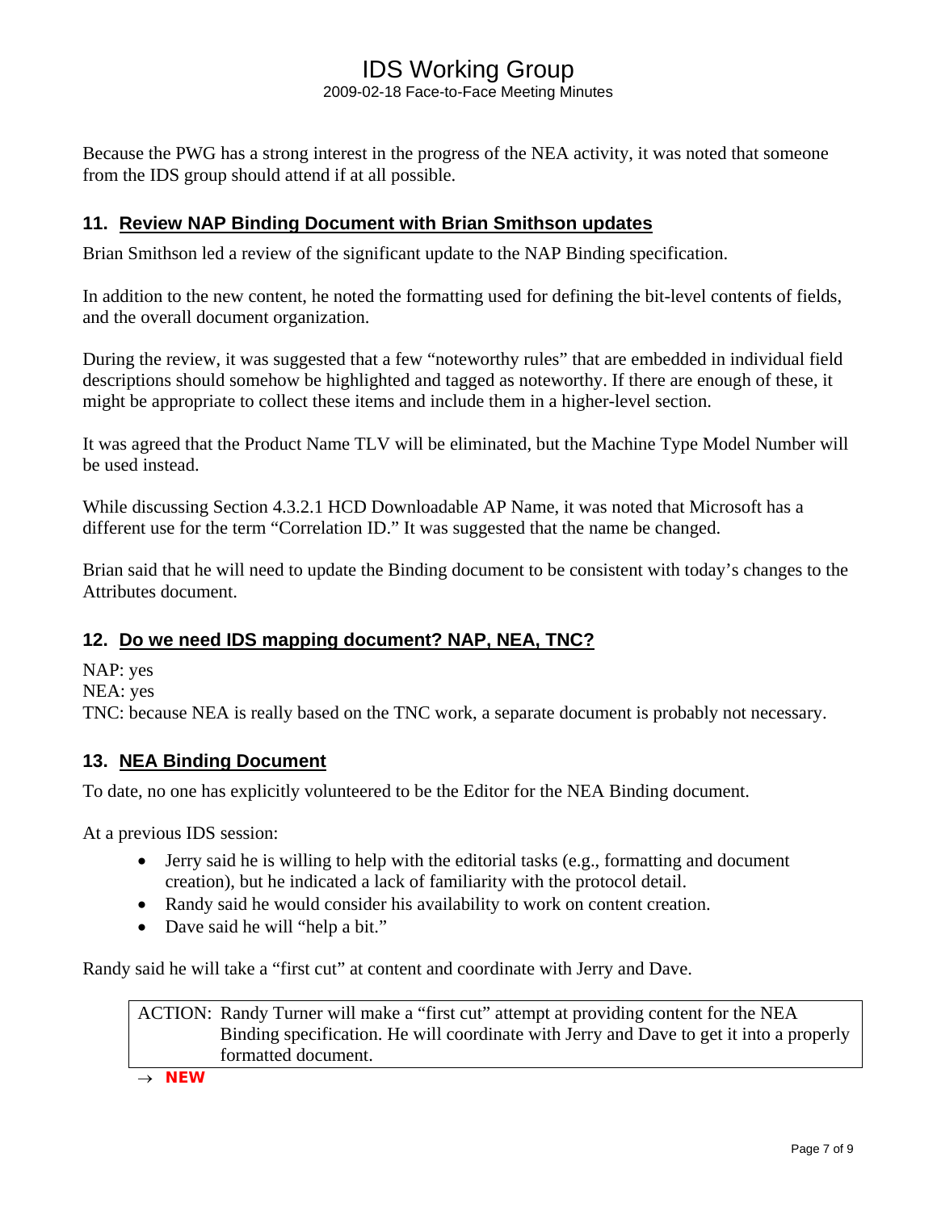Because the PWG has a strong interest in the progress of the NEA activity, it was noted that someone from the IDS group should attend if at all possible.

## 11. Review NAP Binding Document with Brian Smithson updates

Brian Smithson led a review of the significant update to the NAP Binding specification.

In addition to the new content, he noted the formatting used for defining the bit-level contents of fields, and the overall document organization.

During the review, it was suggested that a few "noteworthy rules" that are embedded in individual field descriptions should somehow be highlighted and tagged as noteworthy. If there are enough of these, it might be appropriate to collect these items and include them in a higher-level section.

It was agreed that the Product Name TLV will be eliminated, but the Machine Type Model Number will be used instead.

While discussing Section 4.3.2.1 HCD Downloadable AP Name, it was noted that Microsoft has a different use for the term "Correlation ID." It was suggested that the name be changed.

Brian said that he will need to update the Binding document to be consistent with today's changes to the Attributes document.

## 12. Do we need IDS mapping document? NAP, NEA, TNC?

NAP: yes
NEA: yes
TNC: because NEA is really based on the TNC work, a separate document is probably not necessary.

## 13. NEA Binding Document

To date, no one has explicitly volunteered to be the Editor for the NEA Binding document.

At a previous IDS session:

- Jerry said he is willing to help with the editorial tasks (e.g., formatting and document creation), but he indicated a lack of familiarity with the protocol detail.
- Randy said he would consider his availability to work on content creation.
- Dave said he will "help a bit."

Randy said he will take a "first cut" at content and coordinate with Jerry and Dave.

> ACTION: Randy Turner will make a "first cut" attempt at providing content for the NEA Binding specification. He will coordinate with Jerry and Dave to get it into a properly formatted document.

→ **NEW**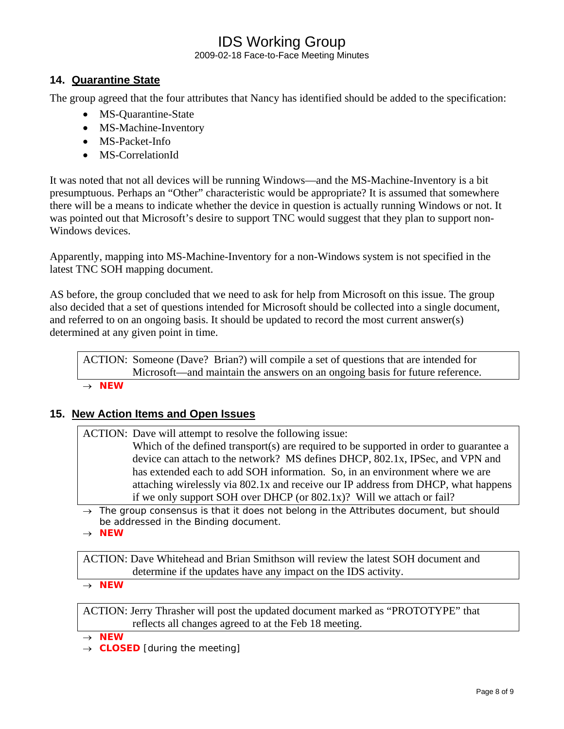## 14. Quarantine State

The group agreed that the four attributes that Nancy has identified should be added to the specification:

- MS-Quarantine-State
- MS-Machine-Inventory
- MS-Packet-Info
- MS-CorrelationId

It was noted that not all devices will be running Windows—and the MS-Machine-Inventory is a bit presumptuous. Perhaps an "Other" characteristic would be appropriate? It is assumed that somewhere there will be a means to indicate whether the device in question is actually running Windows or not. It was pointed out that Microsoft's desire to support TNC would suggest that they plan to support non-Windows devices.

Apparently, mapping into MS-Machine-Inventory for a non-Windows system is not specified in the latest TNC SOH mapping document.

AS before, the group concluded that we need to ask for help from Microsoft on this issue. The group also decided that a set of questions intended for Microsoft should be collected into a single document, and referred to on an ongoing basis. It should be updated to record the most current answer(s) determined at any given point in time.

| ACTION: Someone (Dave? Brian?) will compile a set of questions that are intended for Microsoft—and maintain the answers on an ongoing basis for future reference. |
|---|

→ **NEW**

## 15. New Action Items and Open Issues

| ACTION: Dave will attempt to resolve the following issue: Which of the defined transport(s) are required to be supported in order to guarantee a device can attach to the network? MS defines DHCP, 802.1x, IPSec, and VPN and has extended each to add SOH information. So, in an environment where we are attaching wirelessly via 802.1x and receive our IP address from DHCP, what happens if we only support SOH over DHCP (or 802.1x)? Will we attach or fail? |
|---|

→ The group consensus is that it does not belong in the Attributes document, but should be addressed in the Binding document.

→ **NEW**

| ACTION: Dave Whitehead and Brian Smithson will review the latest SOH document and determine if the updates have any impact on the IDS activity. |
|---|

→ **NEW**

| ACTION: Jerry Thrasher will post the updated document marked as "PROTOTYPE" that reflects all changes agreed to at the Feb 18 meeting. |
|---|

→ **NEW**

→ **CLOSED** [during the meeting]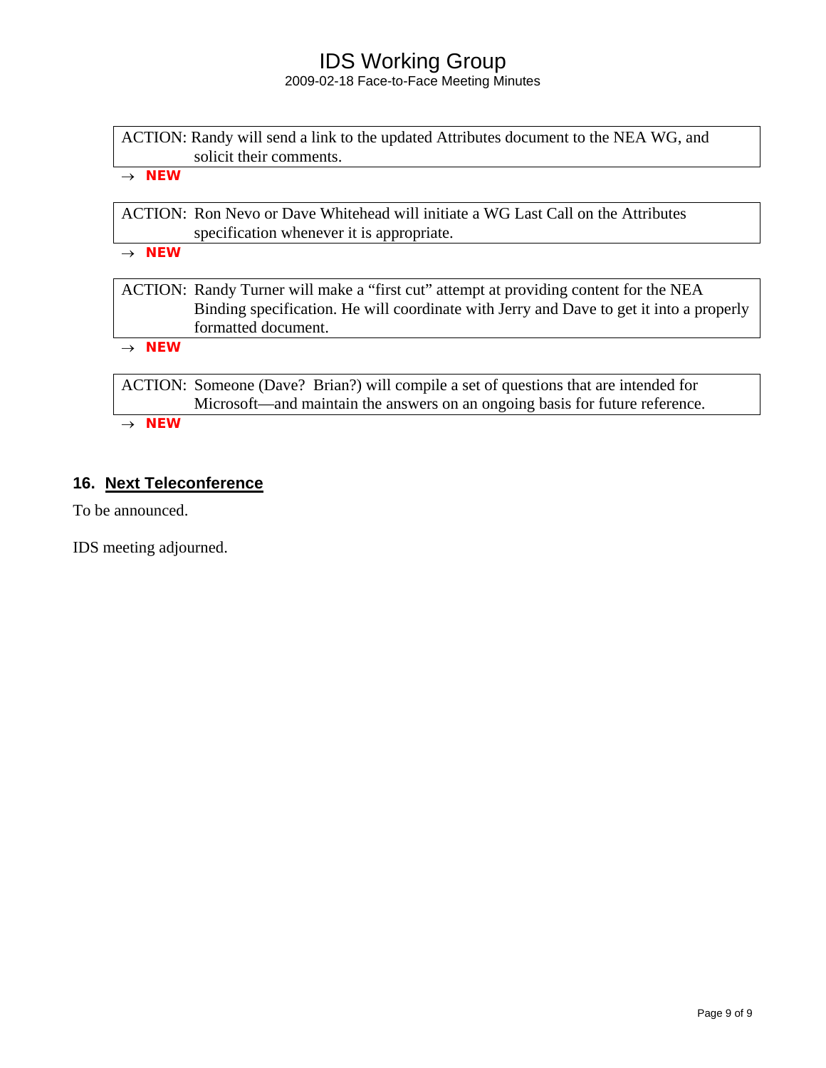ACTION: Randy will send a link to the updated Attributes document to the NEA WG, and solicit their comments.

→ **NEW**

ACTION: Ron Nevo or Dave Whitehead will initiate a WG Last Call on the Attributes specification whenever it is appropriate.

→ **NEW**

ACTION: Randy Turner will make a "first cut" attempt at providing content for the NEA Binding specification. He will coordinate with Jerry and Dave to get it into a properly formatted document.

→ **NEW**

ACTION: Someone (Dave? Brian?) will compile a set of questions that are intended for Microsoft—and maintain the answers on an ongoing basis for future reference.

→ **NEW**

## 16. Next Teleconference

To be announced.

IDS meeting adjourned.